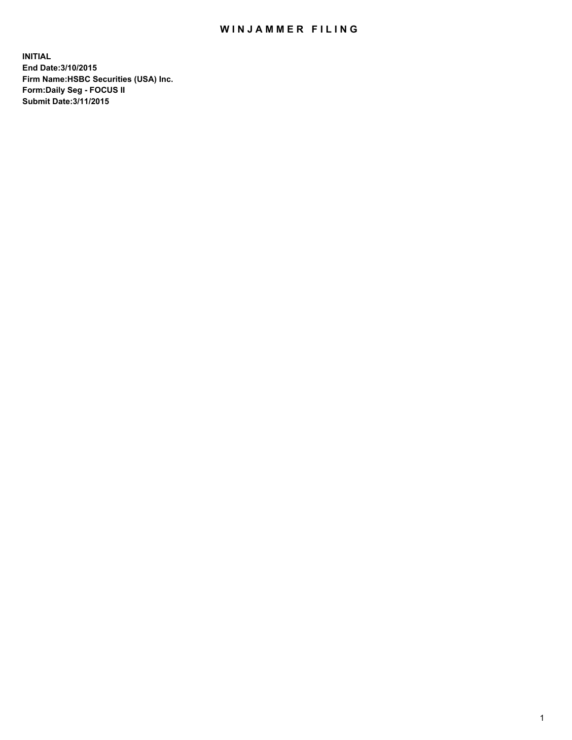# WINJAMMER FILING

**INITIAL**
**End Date:3/10/2015**
**Firm Name:HSBC Securities (USA) Inc.**
**Form:Daily Seg - FOCUS II**
**Submit Date:3/11/2015**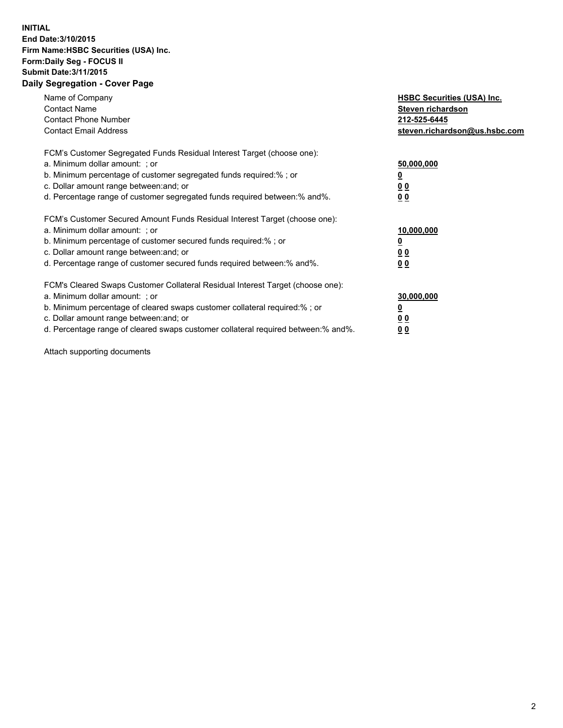**INITIAL**
**End Date:3/10/2015**
**Firm Name:HSBC Securities (USA) Inc.**
**Form:Daily Seg - FOCUS II**
**Submit Date:3/11/2015**

## Daily Segregation - Cover Page

| | |
|---|---|
| Name of Company | **HSBC Securities (USA) Inc.** |
| Contact Name | **Steven richardson** |
| Contact Phone Number | **212-525-6445** |
| Contact Email Address | **steven.richardson@us.hsbc.com** |
| FCM's Customer Segregated Funds Residual Interest Target (choose one): | |
| a. Minimum dollar amount: ; or | **50,000,000** |
| b. Minimum percentage of customer segregated funds required:% ; or | **0** |
| c. Dollar amount range between:and; or | **0 0** |
| d. Percentage range of customer segregated funds required between:% and%. | **0 0** |
| FCM's Customer Secured Amount Funds Residual Interest Target (choose one): | |
| a. Minimum dollar amount: ; or | **10,000,000** |
| b. Minimum percentage of customer secured funds required:% ; or | **0** |
| c. Dollar amount range between:and; or | **0 0** |
| d. Percentage range of customer secured funds required between:% and%. | **0 0** |
| FCM's Cleared Swaps Customer Collateral Residual Interest Target (choose one): | |
| a. Minimum dollar amount: ; or | **30,000,000** |
| b. Minimum percentage of cleared swaps customer collateral required:% ; or | **0** |
| c. Dollar amount range between:and; or | **0 0** |
| d. Percentage range of cleared swaps customer collateral required between:% and%. | **0 0** |

Attach supporting documents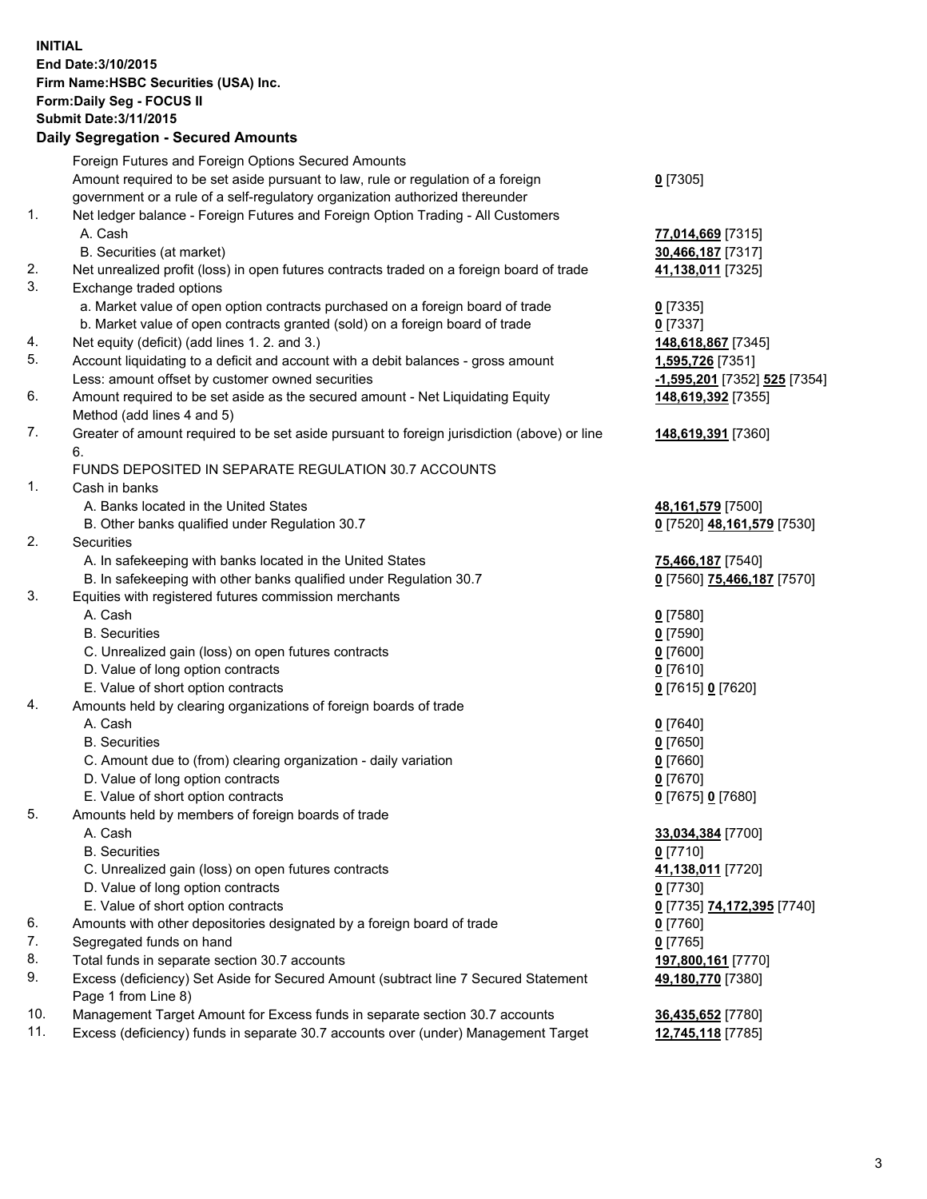**INITIAL**
**End Date:3/10/2015**
**Firm Name:HSBC Securities (USA) Inc.**
**Form:Daily Seg - FOCUS II**
**Submit Date:3/11/2015**

## Daily Segregation - Secured Amounts

| | | |
|---|---|---|
| | Foreign Futures and Foreign Options Secured Amounts | |
| | Amount required to be set aside pursuant to law, rule or regulation of a foreign government or a rule of a self-regulatory organization authorized thereunder | **0** [7305] |
| 1. | Net ledger balance - Foreign Futures and Foreign Option Trading - All Customers | |
| | A. Cash | **77,014,669** [7315] |
| | B. Securities (at market) | **30,466,187** [7317] |
| 2. | Net unrealized profit (loss) in open futures contracts traded on a foreign board of trade | **41,138,011** [7325] |
| 3. | Exchange traded options | |
| | a. Market value of open option contracts purchased on a foreign board of trade | **0** [7335] |
| | b. Market value of open contracts granted (sold) on a foreign board of trade | **0** [7337] |
| 4. | Net equity (deficit) (add lines 1. 2. and 3.) | **148,618,867** [7345] |
| 5. | Account liquidating to a deficit and account with a debit balances - gross amount | **1,595,726** [7351] |
| | Less: amount offset by customer owned securities | **-1,595,201** [7352] **525** [7354] |
| 6. | Amount required to be set aside as the secured amount - Net Liquidating Equity Method (add lines 4 and 5) | **148,619,392** [7355] |
| 7. | Greater of amount required to be set aside pursuant to foreign jurisdiction (above) or line 6. | **148,619,391** [7360] |
| | FUNDS DEPOSITED IN SEPARATE REGULATION 30.7 ACCOUNTS | |
| 1. | Cash in banks | |
| | A. Banks located in the United States | **48,161,579** [7500] |
| | B. Other banks qualified under Regulation 30.7 | **0** [7520] **48,161,579** [7530] |
| 2. | Securities | |
| | A. In safekeeping with banks located in the United States | **75,466,187** [7540] |
| | B. In safekeeping with other banks qualified under Regulation 30.7 | **0** [7560] **75,466,187** [7570] |
| 3. | Equities with registered futures commission merchants | |
| | A. Cash | **0** [7580] |
| | B. Securities | **0** [7590] |
| | C. Unrealized gain (loss) on open futures contracts | **0** [7600] |
| | D. Value of long option contracts | **0** [7610] |
| | E. Value of short option contracts | **0** [7615] **0** [7620] |
| 4. | Amounts held by clearing organizations of foreign boards of trade | |
| | A. Cash | **0** [7640] |
| | B. Securities | **0** [7650] |
| | C. Amount due to (from) clearing organization - daily variation | **0** [7660] |
| | D. Value of long option contracts | **0** [7670] |
| | E. Value of short option contracts | **0** [7675] **0** [7680] |
| 5. | Amounts held by members of foreign boards of trade | |
| | A. Cash | **33,034,384** [7700] |
| | B. Securities | **0** [7710] |
| | C. Unrealized gain (loss) on open futures contracts | **41,138,011** [7720] |
| | D. Value of long option contracts | **0** [7730] |
| | E. Value of short option contracts | **0** [7735] **74,172,395** [7740] |
| 6. | Amounts with other depositories designated by a foreign board of trade | **0** [7760] |
| 7. | Segregated funds on hand | **0** [7765] |
| 8. | Total funds in separate section 30.7 accounts | **197,800,161** [7770] |
| 9. | Excess (deficiency) Set Aside for Secured Amount (subtract line 7 Secured Statement Page 1 from Line 8) | **49,180,770** [7380] |
| 10. | Management Target Amount for Excess funds in separate section 30.7 accounts | **36,435,652** [7780] |
| 11. | Excess (deficiency) funds in separate 30.7 accounts over (under) Management Target | **12,745,118** [7785] |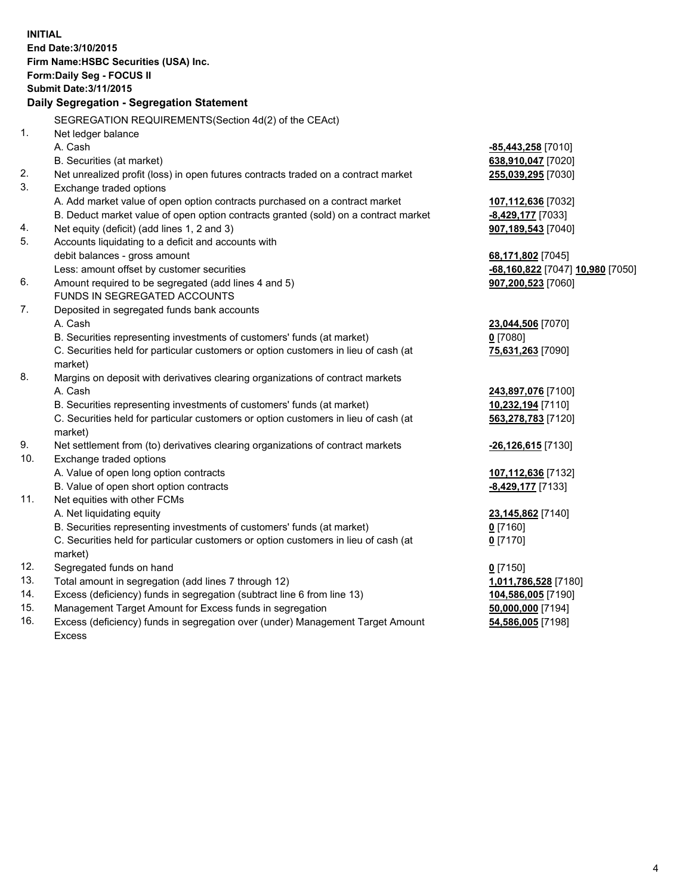**INITIAL**
**End Date:3/10/2015**
**Firm Name:HSBC Securities (USA) Inc.**
**Form:Daily Seg - FOCUS II**
**Submit Date:3/11/2015**

## Daily Segregation - Segregation Statement

| | | |
|---|---|---|
| | SEGREGATION REQUIREMENTS(Section 4d(2) of the CEAct) | |
| 1. | Net ledger balance | |
| | A. Cash | **-85,443,258** [7010] |
| | B. Securities (at market) | **638,910,047** [7020] |
| 2. | Net unrealized profit (loss) in open futures contracts traded on a contract market | **255,039,295** [7030] |
| 3. | Exchange traded options | |
| | A. Add market value of open option contracts purchased on a contract market | **107,112,636** [7032] |
| | B. Deduct market value of open option contracts granted (sold) on a contract market | **-8,429,177** [7033] |
| 4. | Net equity (deficit) (add lines 1, 2 and 3) | **907,189,543** [7040] |
| 5. | Accounts liquidating to a deficit and accounts with debit balances - gross amount | **68,171,802** [7045] |
| | Less: amount offset by customer securities | **-68,160,822** [7047] **10,980** [7050] |
| 6. | Amount required to be segregated (add lines 4 and 5) | **907,200,523** [7060] |
| | FUNDS IN SEGREGATED ACCOUNTS | |
| 7. | Deposited in segregated funds bank accounts | |
| | A. Cash | **23,044,506** [7070] |
| | B. Securities representing investments of customers' funds (at market) | **0** [7080] |
| | C. Securities held for particular customers or option customers in lieu of cash (at market) | **75,631,263** [7090] |
| 8. | Margins on deposit with derivatives clearing organizations of contract markets | |
| | A. Cash | **243,897,076** [7100] |
| | B. Securities representing investments of customers' funds (at market) | **10,232,194** [7110] |
| | C. Securities held for particular customers or option customers in lieu of cash (at market) | **563,278,783** [7120] |
| 9. | Net settlement from (to) derivatives clearing organizations of contract markets | **-26,126,615** [7130] |
| 10. | Exchange traded options | |
| | A. Value of open long option contracts | **107,112,636** [7132] |
| | B. Value of open short option contracts | **-8,429,177** [7133] |
| 11. | Net equities with other FCMs | |
| | A. Net liquidating equity | **23,145,862** [7140] |
| | B. Securities representing investments of customers' funds (at market) | **0** [7160] |
| | C. Securities held for particular customers or option customers in lieu of cash (at market) | **0** [7170] |
| 12. | Segregated funds on hand | **0** [7150] |
| 13. | Total amount in segregation (add lines 7 through 12) | **1,011,786,528** [7180] |
| 14. | Excess (deficiency) funds in segregation (subtract line 6 from line 13) | **104,586,005** [7190] |
| 15. | Management Target Amount for Excess funds in segregation | **50,000,000** [7194] |
| 16. | Excess (deficiency) funds in segregation over (under) Management Target Amount Excess | **54,586,005** [7198] |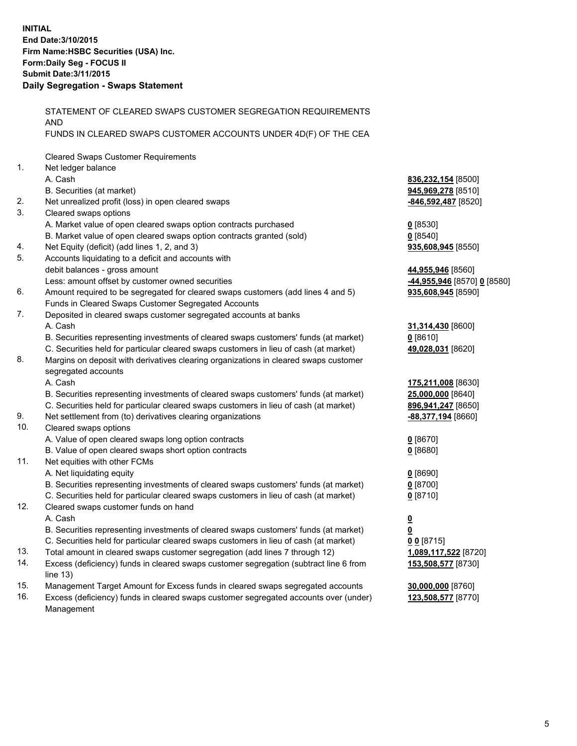**INITIAL**
**End Date:3/10/2015**
**Firm Name:HSBC Securities (USA) Inc.**
**Form:Daily Seg - FOCUS II**
**Submit Date:3/11/2015**
**Daily Segregation - Swaps Statement**

STATEMENT OF CLEARED SWAPS CUSTOMER SEGREGATION REQUIREMENTS AND FUNDS IN CLEARED SWAPS CUSTOMER ACCOUNTS UNDER 4D(F) OF THE CEA

| | | |
|---|---|---|
| | Cleared Swaps Customer Requirements | |
| 1. | Net ledger balance | |
| | A. Cash | **836,232,154** [8500] |
| | B. Securities (at market) | **945,969,278** [8510] |
| 2. | Net unrealized profit (loss) in open cleared swaps | **-846,592,487** [8520] |
| 3. | Cleared swaps options | |
| | A. Market value of open cleared swaps option contracts purchased | **0** [8530] |
| | B. Market value of open cleared swaps option contracts granted (sold) | **0** [8540] |
| 4. | Net Equity (deficit) (add lines 1, 2, and 3) | **935,608,945** [8550] |
| 5. | Accounts liquidating to a deficit and accounts with debit balances - gross amount | **44,955,946** [8560] |
| | Less: amount offset by customer owned securities | **-44,955,946** [8570] **0** [8580] |
| 6. | Amount required to be segregated for cleared swaps customers (add lines 4 and 5) | **935,608,945** [8590] |
| | Funds in Cleared Swaps Customer Segregated Accounts | |
| 7. | Deposited in cleared swaps customer segregated accounts at banks | |
| | A. Cash | **31,314,430** [8600] |
| | B. Securities representing investments of cleared swaps customers' funds (at market) | **0** [8610] |
| | C. Securities held for particular cleared swaps customers in lieu of cash (at market) | **49,028,031** [8620] |
| 8. | Margins on deposit with derivatives clearing organizations in cleared swaps customer segregated accounts | |
| | A. Cash | **175,211,008** [8630] |
| | B. Securities representing investments of cleared swaps customers' funds (at market) | **25,000,000** [8640] |
| | C. Securities held for particular cleared swaps customers in lieu of cash (at market) | **896,941,247** [8650] |
| 9. | Net settlement from (to) derivatives clearing organizations | **-88,377,194** [8660] |
| 10. | Cleared swaps options | |
| | A. Value of open cleared swaps long option contracts | **0** [8670] |
| | B. Value of open cleared swaps short option contracts | **0** [8680] |
| 11. | Net equities with other FCMs | |
| | A. Net liquidating equity | **0** [8690] |
| | B. Securities representing investments of cleared swaps customers' funds (at market) | **0** [8700] |
| | C. Securities held for particular cleared swaps customers in lieu of cash (at market) | **0** [8710] |
| 12. | Cleared swaps customer funds on hand | |
| | A. Cash | **0** |
| | B. Securities representing investments of cleared swaps customers' funds (at market) | **0** |
| | C. Securities held for particular cleared swaps customers in lieu of cash (at market) | **0** **0** [8715] |
| 13. | Total amount in cleared swaps customer segregation (add lines 7 through 12) | **1,089,117,522** [8720] |
| 14. | Excess (deficiency) funds in cleared swaps customer segregation (subtract line 6 from line 13) | **153,508,577** [8730] |
| 15. | Management Target Amount for Excess funds in cleared swaps segregated accounts | **30,000,000** [8760] |
| 16. | Excess (deficiency) funds in cleared swaps customer segregated accounts over (under) Management | **123,508,577** [8770] |